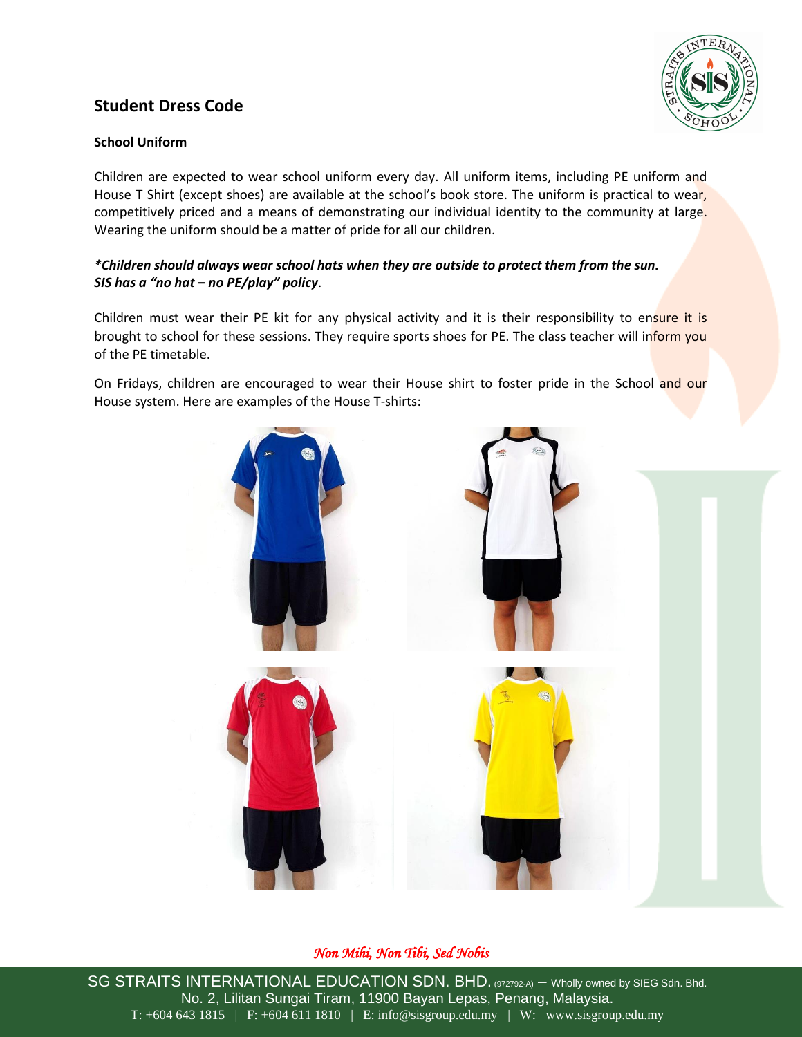## Student Dress Code

### School Uniform

Children are expected to wear school uniform every day. All uniform items, including PE uniform and House T Shirt (except shoes) are available at the school's book store. The uniform is practical to wear, competitively priced and a means of demonstrating our individual identity to the community at large. Wearing the uniform should be a matter of pride for all our children.

***Children should always wear school hats when they are outside to protect them from the sun. SIS has a "no hat – no PE/play" policy*.**

Children must wear their PE kit for any physical activity and it is their responsibility to ensure it is brought to school for these sessions. They require sports shoes for PE. The class teacher will inform you of the PE timetable.

On Fridays, children are encouraged to wear their House shirt to foster pride in the School and our House system. Here are examples of the House T-shirts:

*Non Mihi, Non Tibi, Sed Nobis*

SG STRAITS INTERNATIONAL EDUCATION SDN. BHD. (972792-A) – Wholly owned by SIEG Sdn. Bhd.
No. 2, Lilitan Sungai Tiram, 11900 Bayan Lepas, Penang, Malaysia.
T: +604 643 1815 | F: +604 611 1810 | E: info@sisgroup.edu.my | W: www.sisgroup.edu.my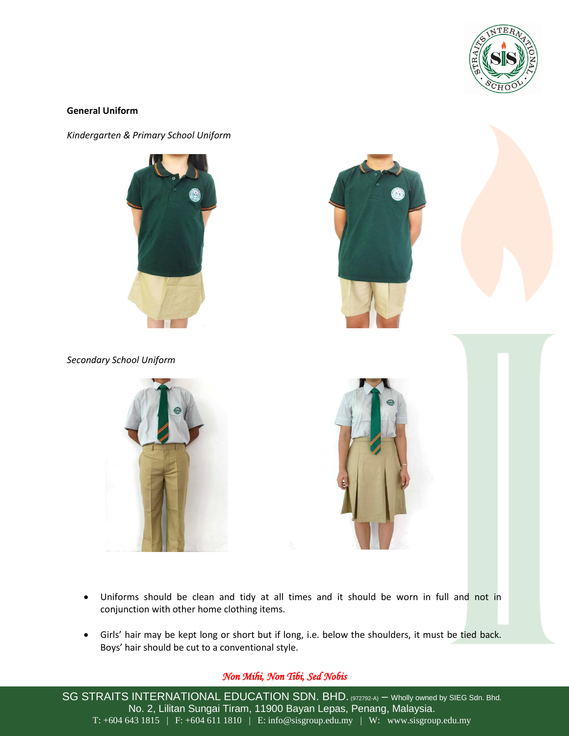**General Uniform**

*Kindergarten & Primary School Uniform*

*Secondary School Uniform*

- Uniforms should be clean and tidy at all times and it should be worn in full and not in conjunction with other home clothing items.
- Girls' hair may be kept long or short but if long, i.e. below the shoulders, it must be tied back. Boys' hair should be cut to a conventional style.

*Non Mihi, Non Tibi, Sed Nobis*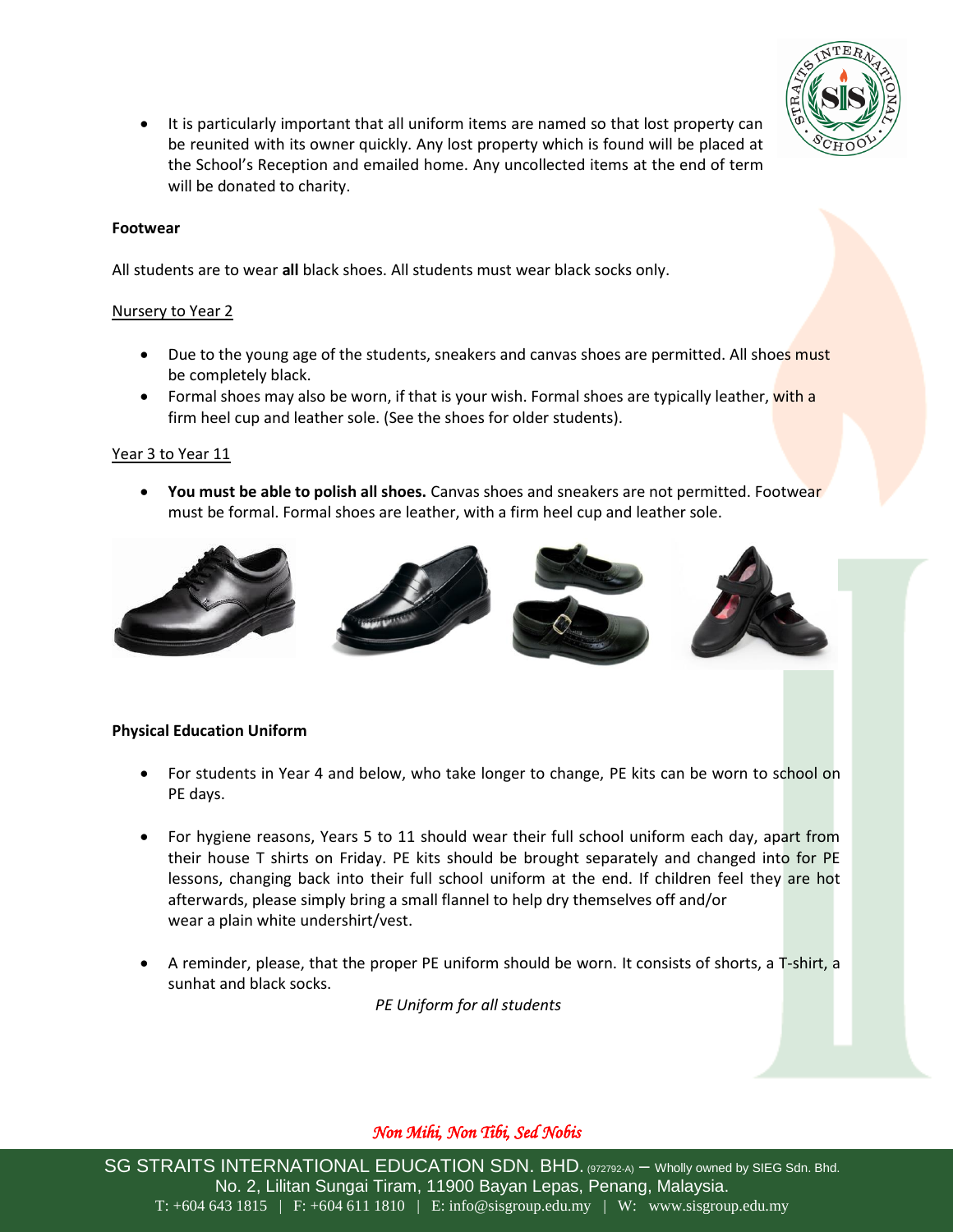- It is particularly important that all uniform items are named so that lost property can be reunited with its owner quickly. Any lost property which is found will be placed at the School's Reception and emailed home. Any uncollected items at the end of term will be donated to charity.

**Footwear**

All students are to wear **all** black shoes. All students must wear black socks only.

Nursery to Year 2

- Due to the young age of the students, sneakers and canvas shoes are permitted. All shoes must be completely black.
- Formal shoes may also be worn, if that is your wish. Formal shoes are typically leather, with a firm heel cup and leather sole. (See the shoes for older students).

Year 3 to Year 11

- **You must be able to polish all shoes.** Canvas shoes and sneakers are not permitted. Footwear must be formal. Formal shoes are leather, with a firm heel cup and leather sole.

**Physical Education Uniform**

- For students in Year 4 and below, who take longer to change, PE kits can be worn to school on PE days.

- For hygiene reasons, Years 5 to 11 should wear their full school uniform each day, apart from their house T shirts on Friday. PE kits should be brought separately and changed into for PE lessons, changing back into their full school uniform at the end. If children feel they are hot afterwards, please simply bring a small flannel to help dry themselves off and/or wear a plain white undershirt/vest.

- A reminder, please, that the proper PE uniform should be worn. It consists of shorts, a T-shirt, a sunhat and black socks.

*PE Uniform for all students*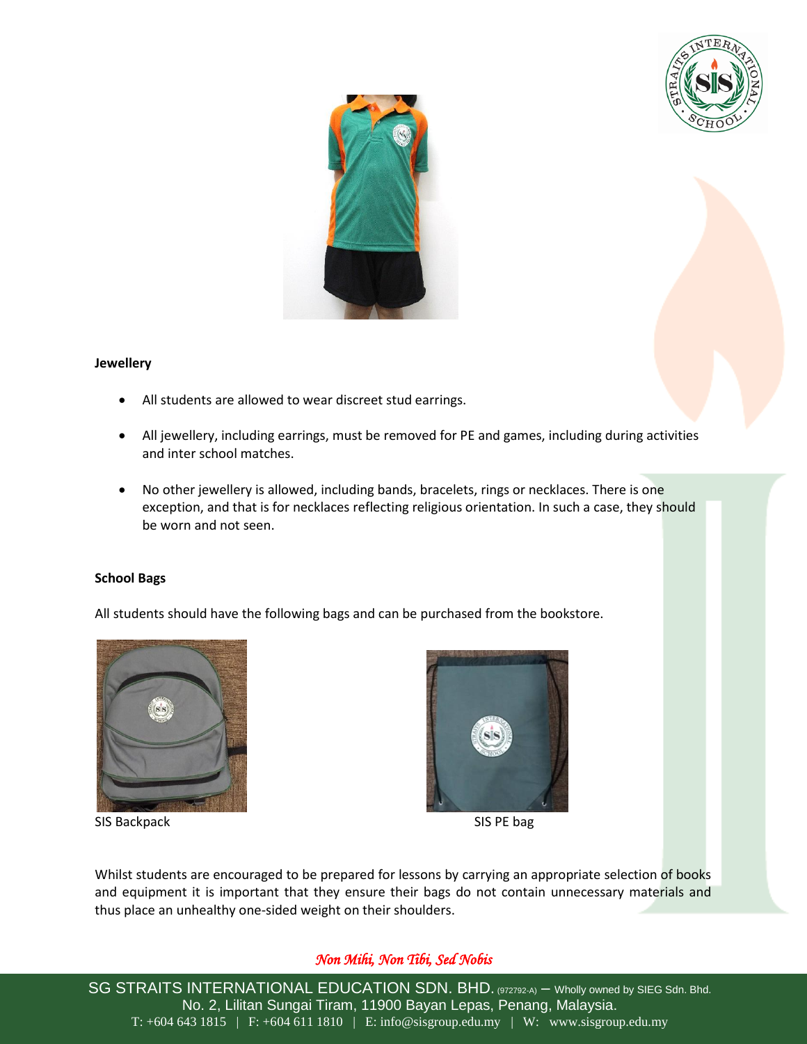**Jewellery**

- All students are allowed to wear discreet stud earrings.
- All jewellery, including earrings, must be removed for PE and games, including during activities and inter school matches.
- No other jewellery is allowed, including bands, bracelets, rings or necklaces. There is one exception, and that is for necklaces reflecting religious orientation. In such a case, they should be worn and not seen.

**School Bags**

All students should have the following bags and can be purchased from the bookstore.

SIS Backpack

SIS PE bag

Whilst students are encouraged to be prepared for lessons by carrying an appropriate selection of books and equipment it is important that they ensure their bags do not contain unnecessary materials and thus place an unhealthy one-sided weight on their shoulders.